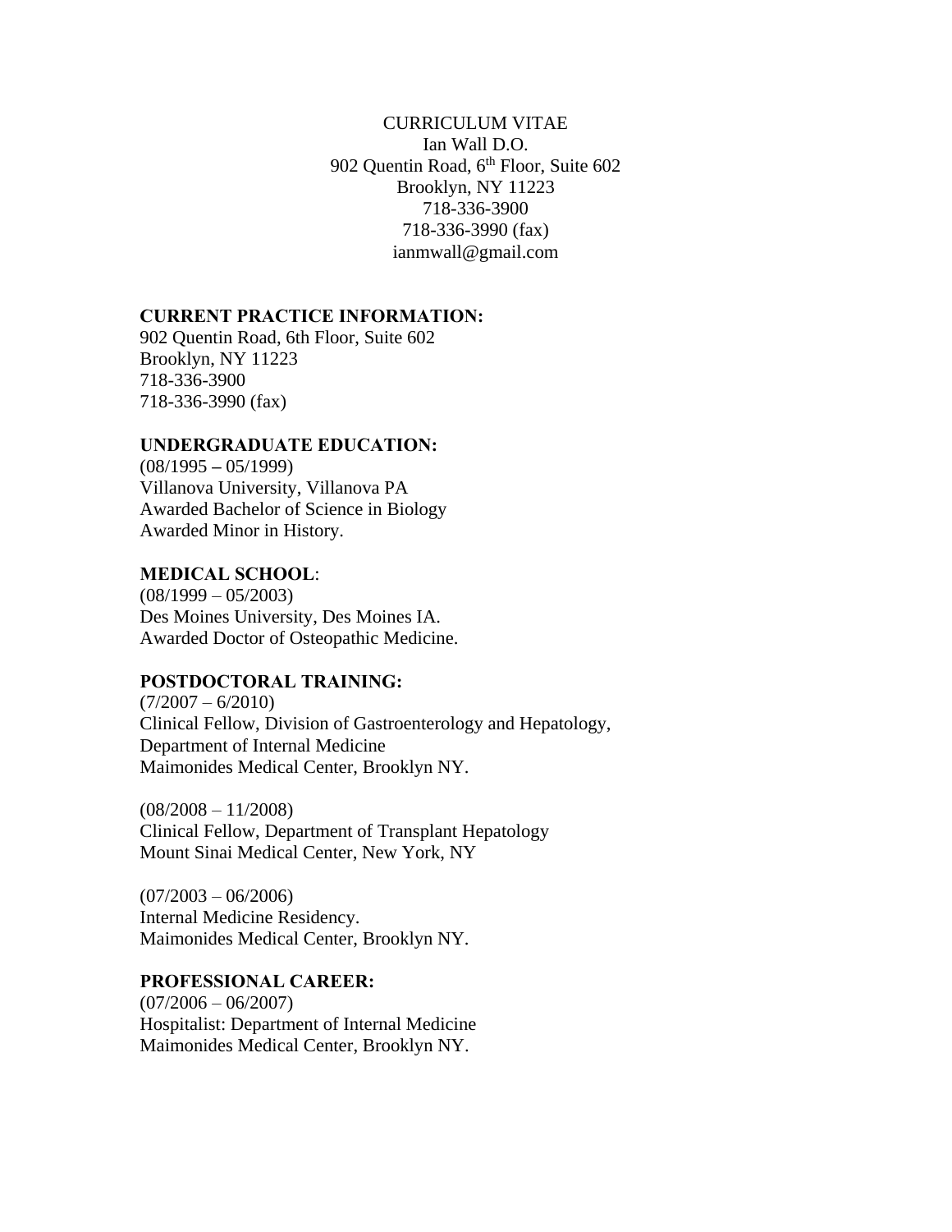# CURRICULUM VITAE

Ian Wall D.O.
902 Quentin Road, 6th Floor, Suite 602
Brooklyn, NY 11223
718-336-3900
718-336-3990 (fax)
ianmwall@gmail.com

## CURRENT PRACTICE INFORMATION:

902 Quentin Road, 6th Floor, Suite 602
Brooklyn, NY 11223
718-336-3900
718-336-3990 (fax)

## UNDERGRADUATE EDUCATION:

(08/1995 – 05/1999)
Villanova University, Villanova PA
Awarded Bachelor of Science in Biology
Awarded Minor in History.

## MEDICAL SCHOOL:

(08/1999 – 05/2003)
Des Moines University, Des Moines IA.
Awarded Doctor of Osteopathic Medicine.

## POSTDOCTORAL TRAINING:

(7/2007 – 6/2010)
Clinical Fellow, Division of Gastroenterology and Hepatology,
Department of Internal Medicine
Maimonides Medical Center, Brooklyn NY.

(08/2008 – 11/2008)
Clinical Fellow, Department of Transplant Hepatology
Mount Sinai Medical Center, New York, NY

(07/2003 – 06/2006)
Internal Medicine Residency.
Maimonides Medical Center, Brooklyn NY.

## PROFESSIONAL CAREER:

(07/2006 – 06/2007)
Hospitalist: Department of Internal Medicine
Maimonides Medical Center, Brooklyn NY.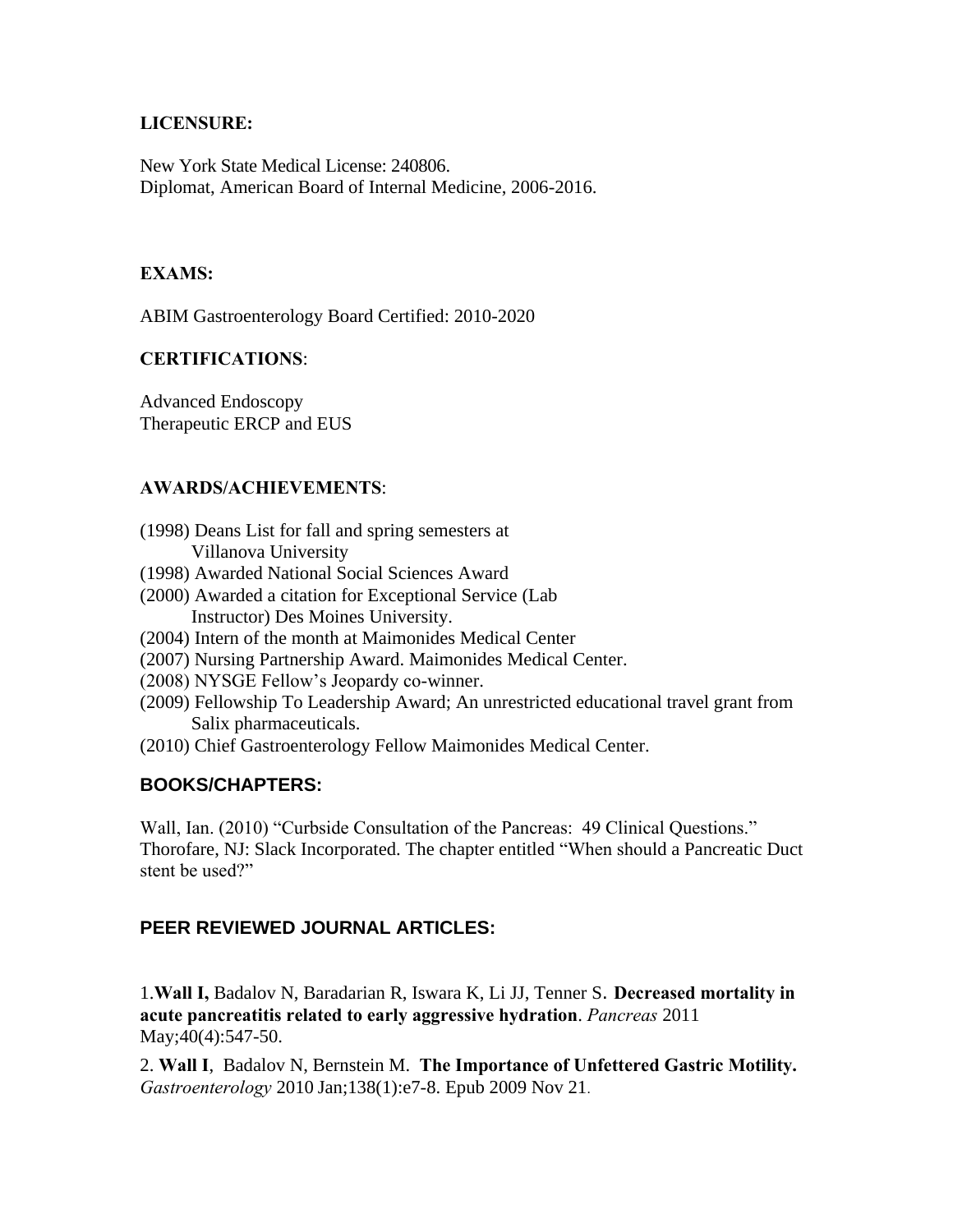## LICENSURE:

New York State Medical License: 240806.
Diplomat, American Board of Internal Medicine, 2006-2016.

## EXAMS:

ABIM Gastroenterology Board Certified: 2010-2020

## CERTIFICATIONS:

Advanced Endoscopy
Therapeutic ERCP and EUS

## AWARDS/ACHIEVEMENTS:

(1998) Deans List for fall and spring semesters at
  Villanova University
(1998) Awarded National Social Sciences Award
(2000) Awarded a citation for Exceptional Service (Lab
  Instructor) Des Moines University.
(2004) Intern of the month at Maimonides Medical Center
(2007) Nursing Partnership Award. Maimonides Medical Center.
(2008) NYSGE Fellow's Jeopardy co-winner.
(2009) Fellowship To Leadership Award; An unrestricted educational travel grant from
  Salix pharmaceuticals.
(2010) Chief Gastroenterology Fellow Maimonides Medical Center.

## BOOKS/CHAPTERS:

Wall, Ian. (2010) "Curbside Consultation of the Pancreas: 49 Clinical Questions." Thorofare, NJ: Slack Incorporated. The chapter entitled "When should a Pancreatic Duct stent be used?"

## PEER REVIEWED JOURNAL ARTICLES:

1. **Wall I,** Badalov N, Baradarian R, Iswara K, Li JJ, Tenner S. **Decreased mortality in acute pancreatitis related to early aggressive hydration**. *Pancreas* 2011 May;40(4):547-50.

2. **Wall I**, Badalov N, Bernstein M. **The Importance of Unfettered Gastric Motility.** *Gastroenterology* 2010 Jan;138(1):e7-8. Epub 2009 Nov 21.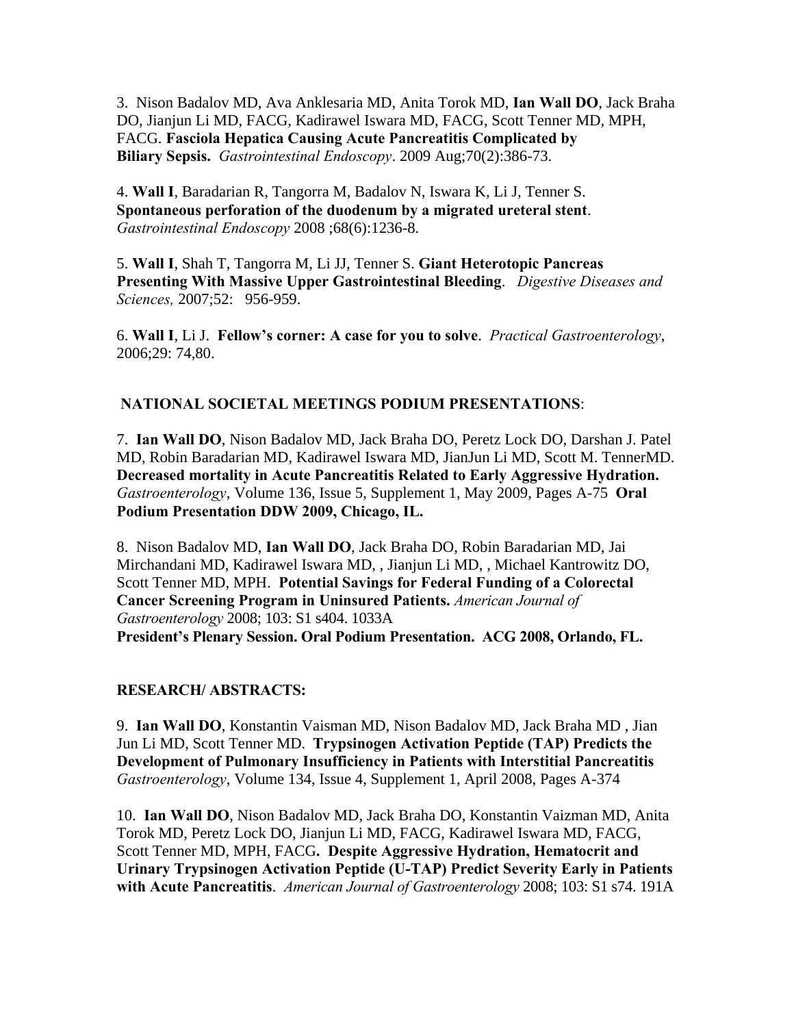3.  Nison Badalov MD, Ava Anklesaria MD, Anita Torok MD, **Ian Wall DO**, Jack Braha DO, Jianjun Li MD, FACG, Kadirawel Iswara MD, FACG, Scott Tenner MD, MPH, FACG. **Fasciola Hepatica Causing Acute Pancreatitis Complicated by Biliary Sepsis.** *Gastrointestinal Endoscopy*. 2009 Aug;70(2):386-73.

4. **Wall I**, Baradarian R, Tangorra M, Badalov N, Iswara K, Li J, Tenner S. **Spontaneous perforation of the duodenum by a migrated ureteral stent**. *Gastrointestinal Endoscopy* 2008 ;68(6):1236-8.

5. **Wall I**, Shah T, Tangorra M, Li JJ, Tenner S. **Giant Heterotopic Pancreas Presenting With Massive Upper Gastrointestinal Bleeding**. *Digestive Diseases and Sciences,* 2007;52: 956-959.

6. **Wall I**, Li J. **Fellow's corner: A case for you to solve**. *Practical Gastroenterology*, 2006;29: 74,80.

**NATIONAL SOCIETAL MEETINGS PODIUM PRESENTATIONS**:

7.  **Ian Wall DO**, Nison Badalov MD, Jack Braha DO, Peretz Lock DO, Darshan J. Patel MD, Robin Baradarian MD, Kadirawel Iswara MD, JianJun Li MD, Scott M. TennerMD. **Decreased mortality in Acute Pancreatitis Related to Early Aggressive Hydration.** *Gastroenterology*, Volume 136, Issue 5, Supplement 1, May 2009, Pages A-75 **Oral Podium Presentation DDW 2009, Chicago, IL.**

8.  Nison Badalov MD, **Ian Wall DO**, Jack Braha DO, Robin Baradarian MD, Jai Mirchandani MD, Kadirawel Iswara MD, , Jianjun Li MD, , Michael Kantrowitz DO, Scott Tenner MD, MPH. **Potential Savings for Federal Funding of a Colorectal Cancer Screening Program in Uninsured Patients.** *American Journal of Gastroenterology* 2008; 103: S1 s404. 1033A
**President's Plenary Session. Oral Podium Presentation. ACG 2008, Orlando, FL.**

**RESEARCH/ ABSTRACTS:**

9.  **Ian Wall DO**, Konstantin Vaisman MD, Nison Badalov MD, Jack Braha MD , Jian Jun Li MD, Scott Tenner MD. **Trypsinogen Activation Peptide (TAP) Predicts the Development of Pulmonary Insufficiency in Patients with Interstitial Pancreatitis** *Gastroenterology*, Volume 134, Issue 4, Supplement 1, April 2008, Pages A-374

10.  **Ian Wall DO**, Nison Badalov MD, Jack Braha DO, Konstantin Vaizman MD, Anita Torok MD, Peretz Lock DO, Jianjun Li MD, FACG, Kadirawel Iswara MD, FACG, Scott Tenner MD, MPH, FACG**. Despite Aggressive Hydration, Hematocrit and Urinary Trypsinogen Activation Peptide (U-TAP) Predict Severity Early in Patients with Acute Pancreatitis**. *American Journal of Gastroenterology* 2008; 103: S1 s74. 191A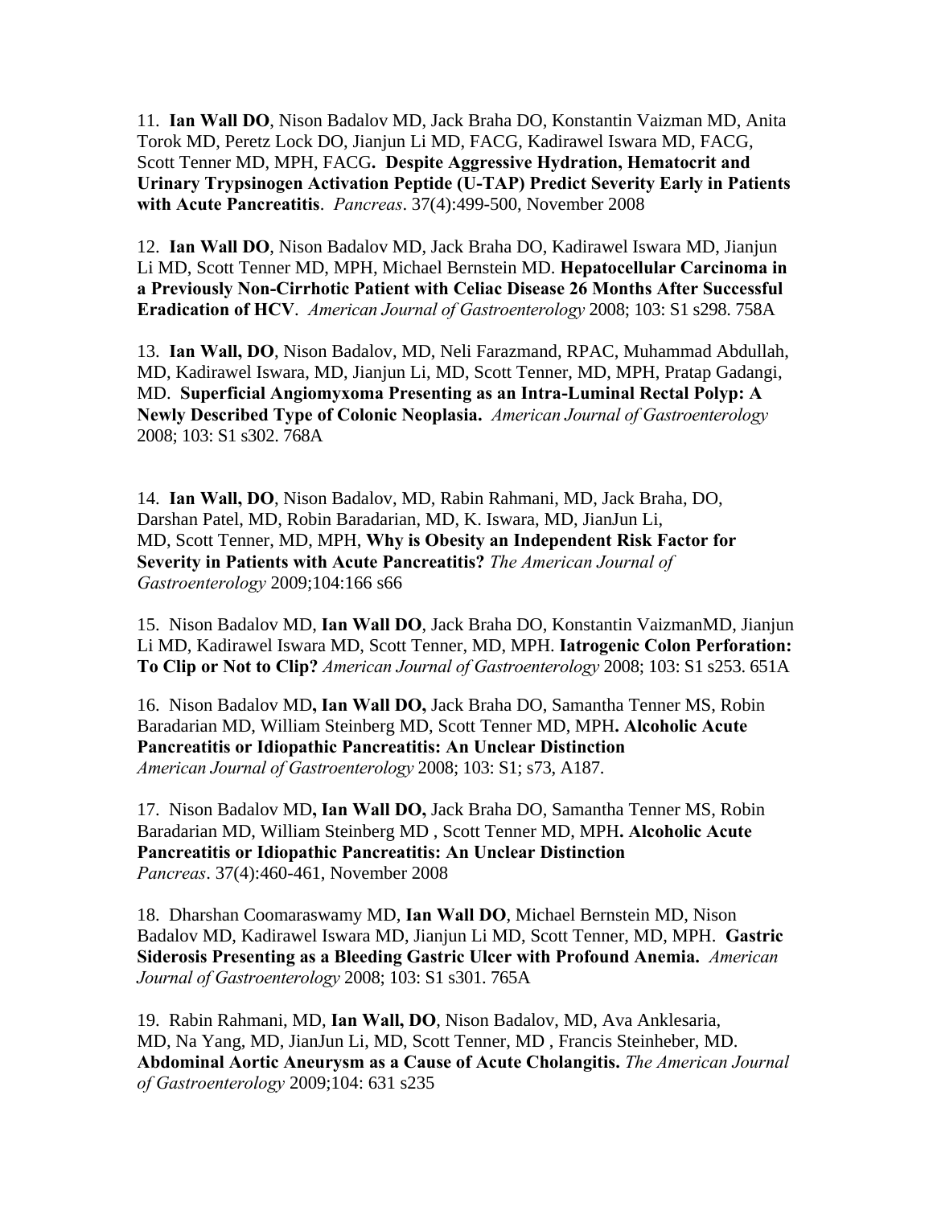11. **Ian Wall DO**, Nison Badalov MD, Jack Braha DO, Konstantin Vaizman MD, Anita Torok MD, Peretz Lock DO, Jianjun Li MD, FACG, Kadirawel Iswara MD, FACG, Scott Tenner MD, MPH, FACG**. Despite Aggressive Hydration, Hematocrit and Urinary Trypsinogen Activation Peptide (U-TAP) Predict Severity Early in Patients with Acute Pancreatitis**. *Pancreas*. 37(4):499-500, November 2008

12. **Ian Wall DO**, Nison Badalov MD, Jack Braha DO, Kadirawel Iswara MD, Jianjun Li MD, Scott Tenner MD, MPH, Michael Bernstein MD. **Hepatocellular Carcinoma in a Previously Non-Cirrhotic Patient with Celiac Disease 26 Months After Successful Eradication of HCV**. *American Journal of Gastroenterology* 2008; 103: S1 s298. 758A

13. **Ian Wall, DO**, Nison Badalov, MD, Neli Farazmand, RPAC, Muhammad Abdullah, MD, Kadirawel Iswara, MD, Jianjun Li, MD, Scott Tenner, MD, MPH, Pratap Gadangi, MD. **Superficial Angiomyxoma Presenting as an Intra-Luminal Rectal Polyp: A Newly Described Type of Colonic Neoplasia.** *American Journal of Gastroenterology* 2008; 103: S1 s302. 768A

14. **Ian Wall, DO**, Nison Badalov, MD, Rabin Rahmani, MD, Jack Braha, DO, Darshan Patel, MD, Robin Baradarian, MD, K. Iswara, MD, JianJun Li, MD, Scott Tenner, MD, MPH, **Why is Obesity an Independent Risk Factor for Severity in Patients with Acute Pancreatitis?** *The American Journal of Gastroenterology* 2009;104:166 s66

15. Nison Badalov MD, **Ian Wall DO**, Jack Braha DO, Konstantin VaizmanMD, Jianjun Li MD, Kadirawel Iswara MD, Scott Tenner, MD, MPH. **Iatrogenic Colon Perforation: To Clip or Not to Clip?** *American Journal of Gastroenterology* 2008; 103: S1 s253. 651A

16. Nison Badalov MD**, Ian Wall DO,** Jack Braha DO, Samantha Tenner MS, Robin Baradarian MD, William Steinberg MD, Scott Tenner MD, MPH**. Alcoholic Acute Pancreatitis or Idiopathic Pancreatitis: An Unclear Distinction**
*American Journal of Gastroenterology* 2008; 103: S1; s73, A187.

17. Nison Badalov MD**, Ian Wall DO,** Jack Braha DO, Samantha Tenner MS, Robin Baradarian MD, William Steinberg MD , Scott Tenner MD, MPH**. Alcoholic Acute Pancreatitis or Idiopathic Pancreatitis: An Unclear Distinction**
*Pancreas*. 37(4):460-461, November 2008

18. Dharshan Coomaraswamy MD, **Ian Wall DO**, Michael Bernstein MD, Nison Badalov MD, Kadirawel Iswara MD, Jianjun Li MD, Scott Tenner, MD, MPH. **Gastric Siderosis Presenting as a Bleeding Gastric Ulcer with Profound Anemia.** *American Journal of Gastroenterology* 2008; 103: S1 s301. 765A

19. Rabin Rahmani, MD, **Ian Wall, DO**, Nison Badalov, MD, Ava Anklesaria, MD, Na Yang, MD, JianJun Li, MD, Scott Tenner, MD , Francis Steinheber, MD. **Abdominal Aortic Aneurysm as a Cause of Acute Cholangitis.** *The American Journal of Gastroenterology* 2009;104: 631 s235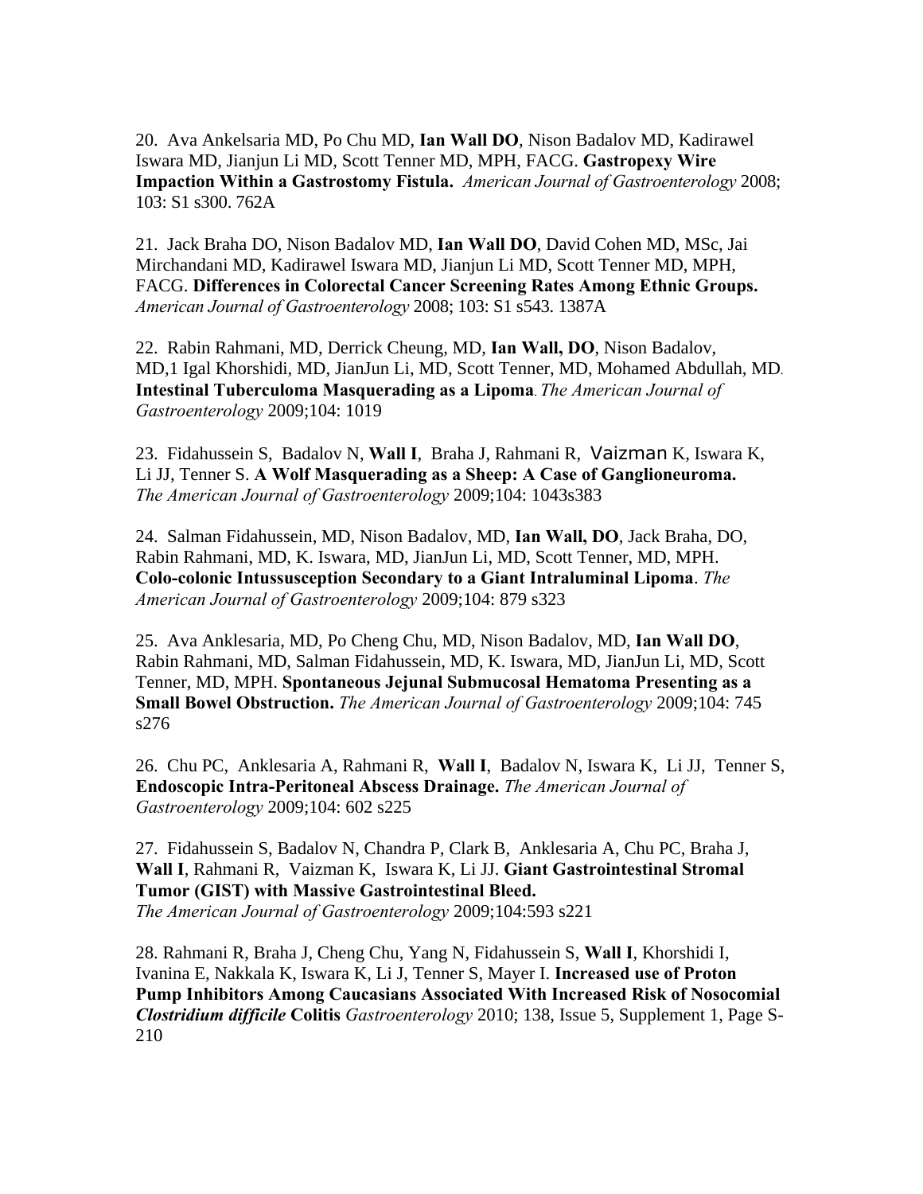20. Ava Ankelsaria MD, Po Chu MD, **Ian Wall DO**, Nison Badalov MD, Kadirawel Iswara MD, Jianjun Li MD, Scott Tenner MD, MPH, FACG. **Gastropexy Wire Impaction Within a Gastrostomy Fistula.** *American Journal of Gastroenterology* 2008; 103: S1 s300. 762A

21. Jack Braha DO, Nison Badalov MD, **Ian Wall DO**, David Cohen MD, MSc, Jai Mirchandani MD, Kadirawel Iswara MD, Jianjun Li MD, Scott Tenner MD, MPH, FACG. **Differences in Colorectal Cancer Screening Rates Among Ethnic Groups.** *American Journal of Gastroenterology* 2008; 103: S1 s543. 1387A

22. Rabin Rahmani, MD, Derrick Cheung, MD, **Ian Wall, DO**, Nison Badalov, MD,1 Igal Khorshidi, MD, JianJun Li, MD, Scott Tenner, MD, Mohamed Abdullah, MD. **Intestinal Tuberculoma Masquerading as a Lipoma**. *The American Journal of Gastroenterology* 2009;104: 1019

23. Fidahussein S, Badalov N, **Wall I**, Braha J, Rahmani R, Vaizman K, Iswara K, Li JJ, Tenner S. **A Wolf Masquerading as a Sheep: A Case of Ganglioneuroma.** *The American Journal of Gastroenterology* 2009;104: 1043s383

24. Salman Fidahussein, MD, Nison Badalov, MD, **Ian Wall, DO**, Jack Braha, DO, Rabin Rahmani, MD, K. Iswara, MD, JianJun Li, MD, Scott Tenner, MD, MPH. **Colo-colonic Intussusception Secondary to a Giant Intraluminal Lipoma**. *The American Journal of Gastroenterology* 2009;104: 879 s323

25. Ava Anklesaria, MD, Po Cheng Chu, MD, Nison Badalov, MD, **Ian Wall DO**, Rabin Rahmani, MD, Salman Fidahussein, MD, K. Iswara, MD, JianJun Li, MD, Scott Tenner, MD, MPH. **Spontaneous Jejunal Submucosal Hematoma Presenting as a Small Bowel Obstruction.** *The American Journal of Gastroenterology* 2009;104: 745 s276

26. Chu PC, Anklesaria A, Rahmani R, **Wall I**, Badalov N, Iswara K, Li JJ, Tenner S, **Endoscopic Intra-Peritoneal Abscess Drainage.** *The American Journal of Gastroenterology* 2009;104: 602 s225

27. Fidahussein S, Badalov N, Chandra P, Clark B, Anklesaria A, Chu PC, Braha J, **Wall I**, Rahmani R, Vaizman K, Iswara K, Li JJ. **Giant Gastrointestinal Stromal Tumor (GIST) with Massive Gastrointestinal Bleed.** *The American Journal of Gastroenterology* 2009;104:593 s221

28. Rahmani R, Braha J, Cheng Chu, Yang N, Fidahussein S, **Wall I**, Khorshidi I, Ivanina E, Nakkala K, Iswara K, Li J, Tenner S, Mayer I. **Increased use of Proton Pump Inhibitors Among Caucasians Associated With Increased Risk of Nosocomial** ***Clostridium difficile*** **Colitis** *Gastroenterology* 2010; 138, Issue 5, Supplement 1, Page S-210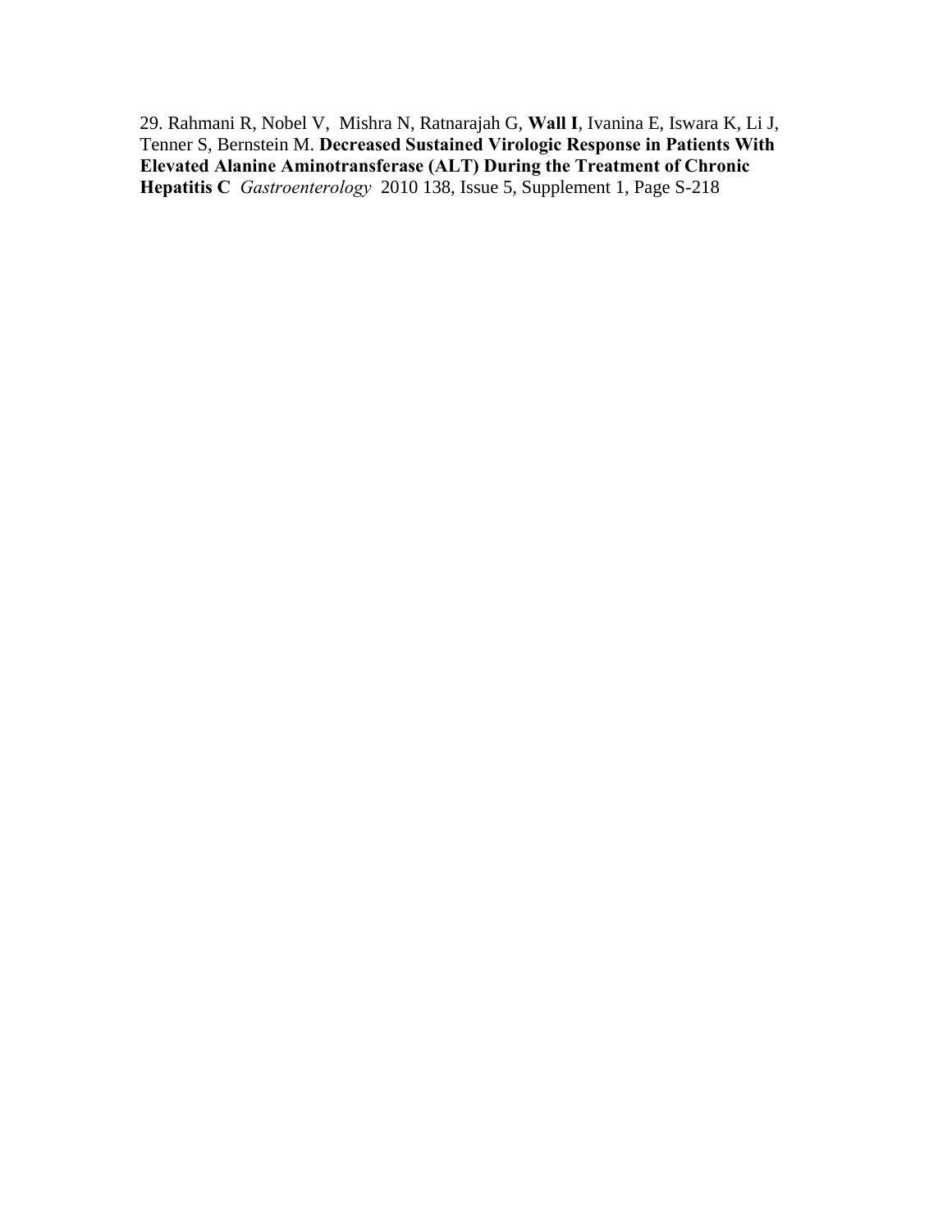29. Rahmani R, Nobel V, Mishra N, Ratnarajah G, **Wall I**, Ivanina E, Iswara K, Li J, Tenner S, Bernstein M. **Decreased Sustained Virologic Response in Patients With Elevated Alanine Aminotransferase (ALT) During the Treatment of Chronic Hepatitis C** *Gastroenterology* 2010 138, Issue 5, Supplement 1, Page S-218